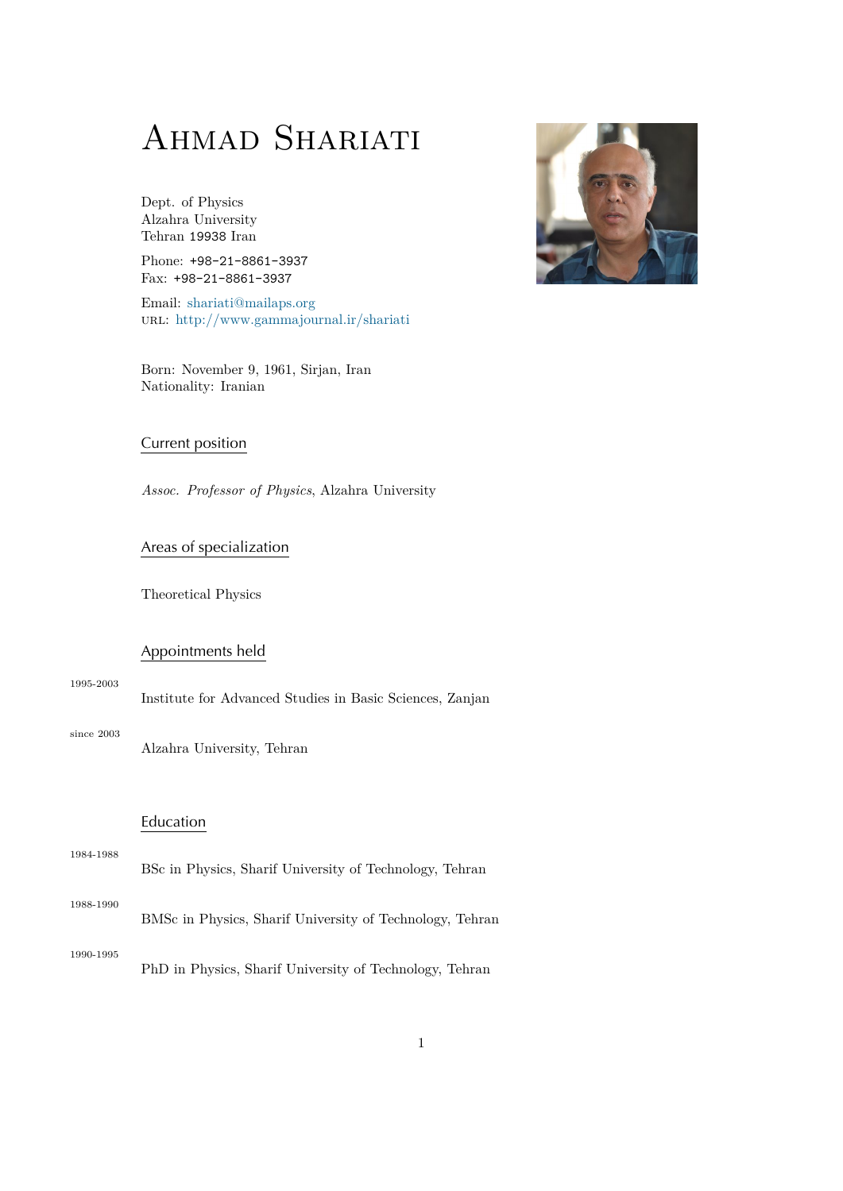# Ahmad Shariati

Dept. of Physics
Alzahra University
Tehran 19938 Iran

Phone: +98-21-8861-3937
Fax: +98-21-8861-3937

Email: shariati@mailaps.org
URL: http://www.gammajournal.ir/shariati

Born: November 9, 1961, Sirjan, Iran
Nationality: Iranian

## Current position

*Assoc. Professor of Physics*, Alzahra University

## Areas of specialization

Theoretical Physics

## Appointments held

1995-2003
Institute for Advanced Studies in Basic Sciences, Zanjan

since 2003
Alzahra University, Tehran

## Education

1984-1988
BSc in Physics, Sharif University of Technology, Tehran

1988-1990
BMSc in Physics, Sharif University of Technology, Tehran

1990-1995
PhD in Physics, Sharif University of Technology, Tehran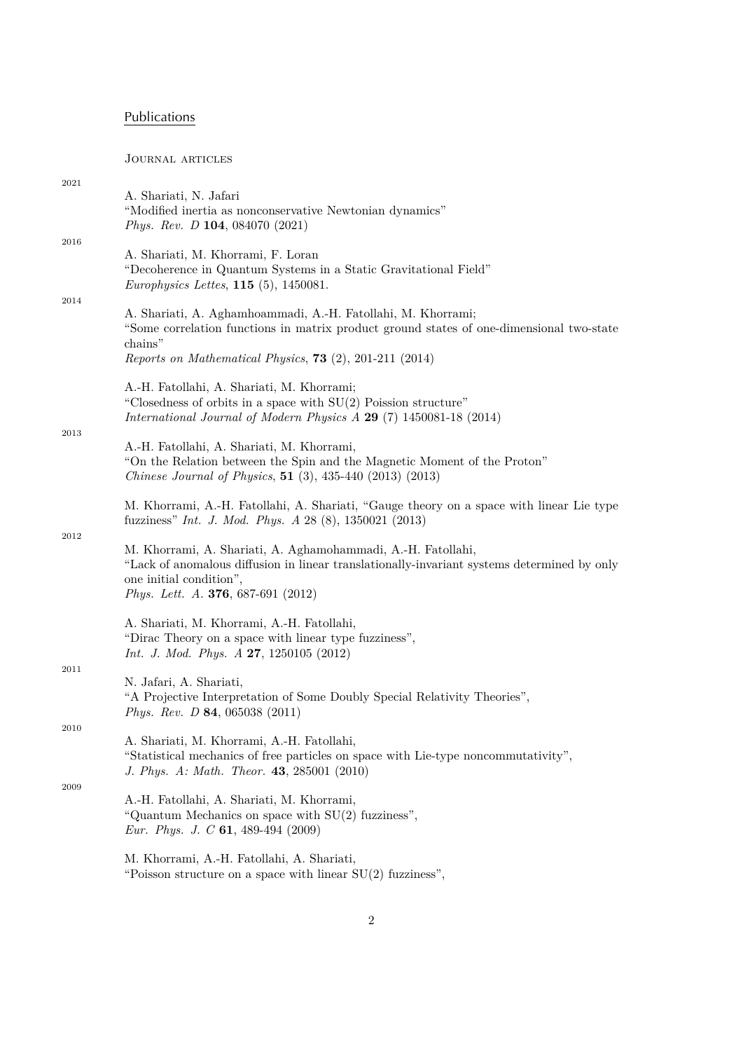## Publications

### Journal articles

2021

A. Shariati, N. Jafari
"Modified inertia as nonconservative Newtonian dynamics"
*Phys. Rev. D* **104**, 084070 (2021)

2016

A. Shariati, M. Khorrami, F. Loran
"Decoherence in Quantum Systems in a Static Gravitational Field"
*Europhysics Lettes*, **115** (5), 1450081.

2014

A. Shariati, A. Aghamhoammadi, A.-H. Fatollahi, M. Khorrami;
"Some correlation functions in matrix product ground states of one-dimensional two-state chains"
*Reports on Mathematical Physics*, **73** (2), 201-211 (2014)

A.-H. Fatollahi, A. Shariati, M. Khorrami;
"Closedness of orbits in a space with SU(2) Poission structure"
*International Journal of Modern Physics A* **29** (7) 1450081-18 (2014)

2013

A.-H. Fatollahi, A. Shariati, M. Khorrami,
"On the Relation between the Spin and the Magnetic Moment of the Proton"
*Chinese Journal of Physics*, **51** (3), 435-440 (2013) (2013)

M. Khorrami, A.-H. Fatollahi, A. Shariati, "Gauge theory on a space with linear Lie type fuzziness" *Int. J. Mod. Phys. A* 28 (8), 1350021 (2013)

2012

M. Khorrami, A. Shariati, A. Aghamohammadi, A.-H. Fatollahi,
"Lack of anomalous diffusion in linear translationally-invariant systems determined by only one initial condition",
*Phys. Lett. A.* **376**, 687-691 (2012)

A. Shariati, M. Khorrami, A.-H. Fatollahi,
"Dirac Theory on a space with linear type fuzziness",
*Int. J. Mod. Phys. A* **27**, 1250105 (2012)

2011

N. Jafari, A. Shariati,
"A Projective Interpretation of Some Doubly Special Relativity Theories",
*Phys. Rev. D* **84**, 065038 (2011)

2010

A. Shariati, M. Khorrami, A.-H. Fatollahi,
"Statistical mechanics of free particles on space with Lie-type noncommutativity",
*J. Phys. A: Math. Theor.* **43**, 285001 (2010)

2009

A.-H. Fatollahi, A. Shariati, M. Khorrami,
"Quantum Mechanics on space with SU(2) fuzziness",
*Eur. Phys. J. C* **61**, 489-494 (2009)

M. Khorrami, A.-H. Fatollahi, A. Shariati,
"Poisson structure on a space with linear SU(2) fuzziness",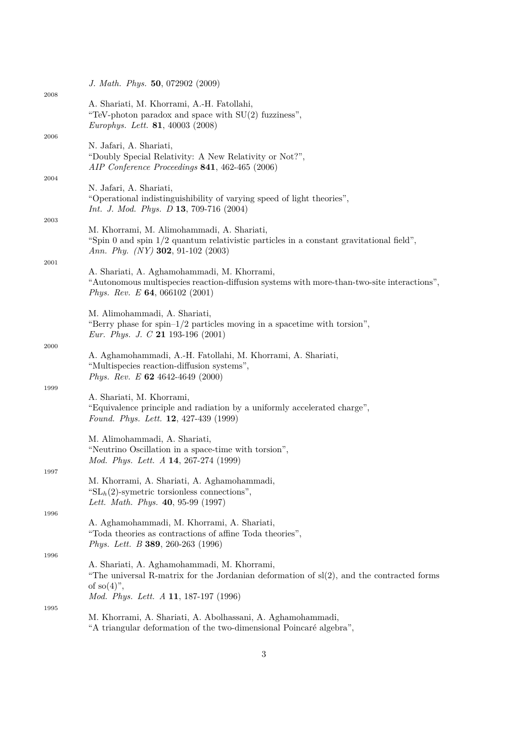*J. Math. Phys.* **50**, 072902 (2009)

2008

A. Shariati, M. Khorrami, A.-H. Fatollahi,
"TeV-photon paradox and space with SU(2) fuzziness",
*Europhys. Lett.* **81**, 40003 (2008)

2006

N. Jafari, A. Shariati,
"Doubly Special Relativity: A New Relativity or Not?",
*AIP Conference Proceedings* **841**, 462-465 (2006)

2004

N. Jafari, A. Shariati,
"Operational indistinguishibility of varying speed of light theories",
*Int. J. Mod. Phys. D* **13**, 709-716 (2004)

2003

M. Khorrami, M. Alimohammadi, A. Shariati,
"Spin 0 and spin 1/2 quantum relativistic particles in a constant gravitational field",
*Ann. Phy. (NY)* **302**, 91-102 (2003)

2001

A. Shariati, A. Aghamohammadi, M. Khorrami,
"Autonomous multispecies reaction-diffusion systems with more-than-two-site interactions",
*Phys. Rev. E* **64**, 066102 (2001)

M. Alimohammadi, A. Shariati,
"Berry phase for spin–1/2 particles moving in a spacetime with torsion",
*Eur. Phys. J. C* **21** 193-196 (2001)

2000

A. Aghamohammadi, A.-H. Fatollahi, M. Khorrami, A. Shariati,
"Multispecies reaction-diffusion systems",
*Phys. Rev. E* **62** 4642-4649 (2000)

1999

A. Shariati, M. Khorrami,
"Equivalence principle and radiation by a uniformly accelerated charge",
*Found. Phys. Lett.* **12**, 427-439 (1999)

M. Alimohammadi, A. Shariati,
"Neutrino Oscillation in a space-time with torsion",
*Mod. Phys. Lett. A* **14**, 267-274 (1999)

1997

M. Khorrami, A. Shariati, A. Aghamohammadi,
"$SL_h(2)$-symetric torsionless connections",
*Lett. Math. Phys.* **40**, 95-99 (1997)

1996

A. Aghamohammadi, M. Khorrami, A. Shariati,
"Toda theories as contractions of affine Toda theories",
*Phys. Lett. B* **389**, 260-263 (1996)

1996

A. Shariati, A. Aghamohammadi, M. Khorrami,
"The universal R-matrix for the Jordanian deformation of sl(2), and the contracted forms of so(4)",
*Mod. Phys. Lett. A* **11**, 187-197 (1996)

1995

M. Khorrami, A. Shariati, A. Abolhassani, A. Aghamohammadi,
"A triangular deformation of the two-dimensional Poincaré algebra",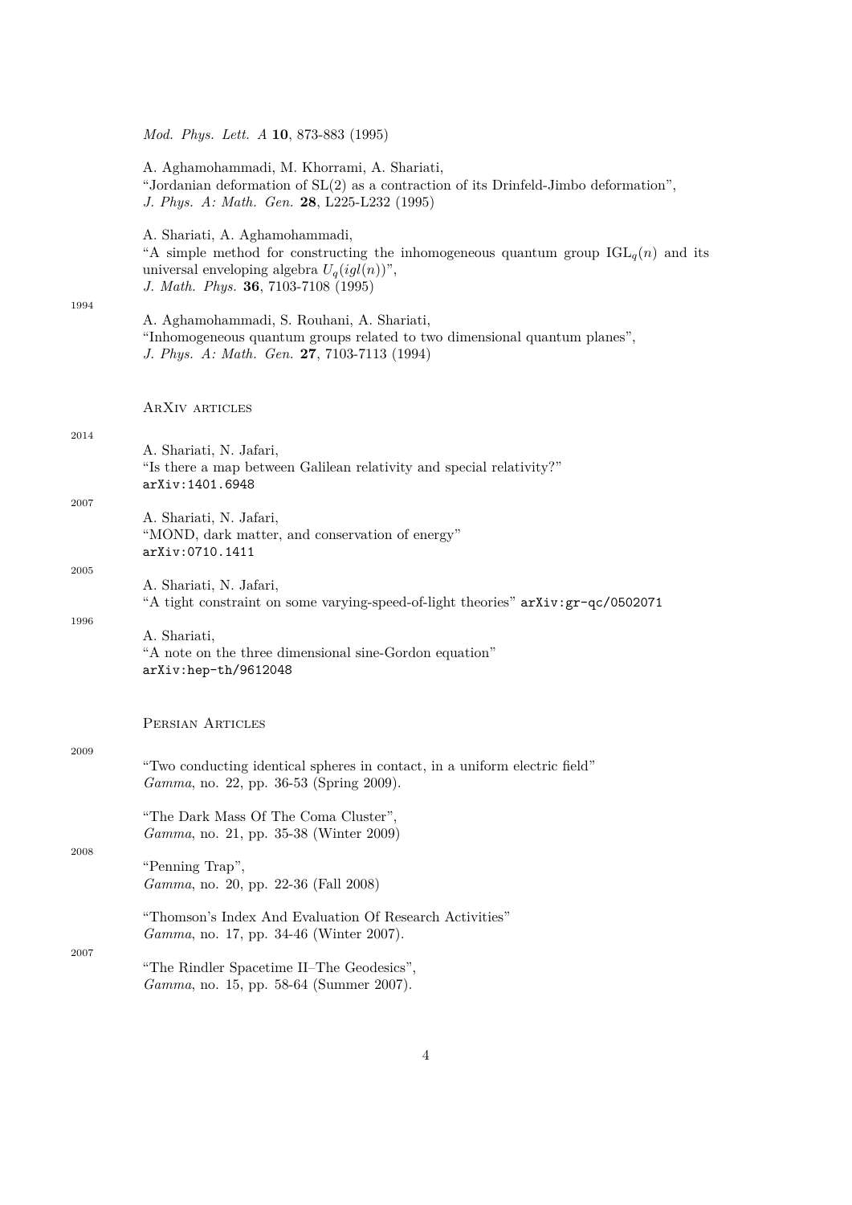*Mod. Phys. Lett. A* **10**, 873-883 (1995)

A. Aghamohammadi, M. Khorrami, A. Shariati,
"Jordanian deformation of SL(2) as a contraction of its Drinfeld-Jimbo deformation",
*J. Phys. A: Math. Gen.* **28**, L225-L232 (1995)

A. Shariati, A. Aghamohammadi,
"A simple method for constructing the inhomogeneous quantum group $\mathrm{IGL}_q(n)$ and its universal enveloping algebra $U_q(igl(n))$",
*J. Math. Phys.* **36**, 7103-7108 (1995)

1994

A. Aghamohammadi, S. Rouhani, A. Shariati,
"Inhomogeneous quantum groups related to two dimensional quantum planes",
*J. Phys. A: Math. Gen.* **27**, 7103-7113 (1994)

## ArXiv articles

2014

A. Shariati, N. Jafari,
"Is there a map between Galilean relativity and special relativity?"
`arXiv:1401.6948`

2007

A. Shariati, N. Jafari,
"MOND, dark matter, and conservation of energy"
`arXiv:0710.1411`

2005

A. Shariati, N. Jafari,
"A tight constraint on some varying-speed-of-light theories" `arXiv:gr-qc/0502071`

1996

A. Shariati,
"A note on the three dimensional sine-Gordon equation"
`arXiv:hep-th/9612048`

## Persian Articles

2009

"Two conducting identical spheres in contact, in a uniform electric field"
*Gamma*, no. 22, pp. 36-53 (Spring 2009).

"The Dark Mass Of The Coma Cluster",
*Gamma*, no. 21, pp. 35-38 (Winter 2009)

2008

"Penning Trap",
*Gamma*, no. 20, pp. 22-36 (Fall 2008)

"Thomson's Index And Evaluation Of Research Activities"
*Gamma*, no. 17, pp. 34-46 (Winter 2007).

2007

"The Rindler Spacetime II–The Geodesics",
*Gamma*, no. 15, pp. 58-64 (Summer 2007).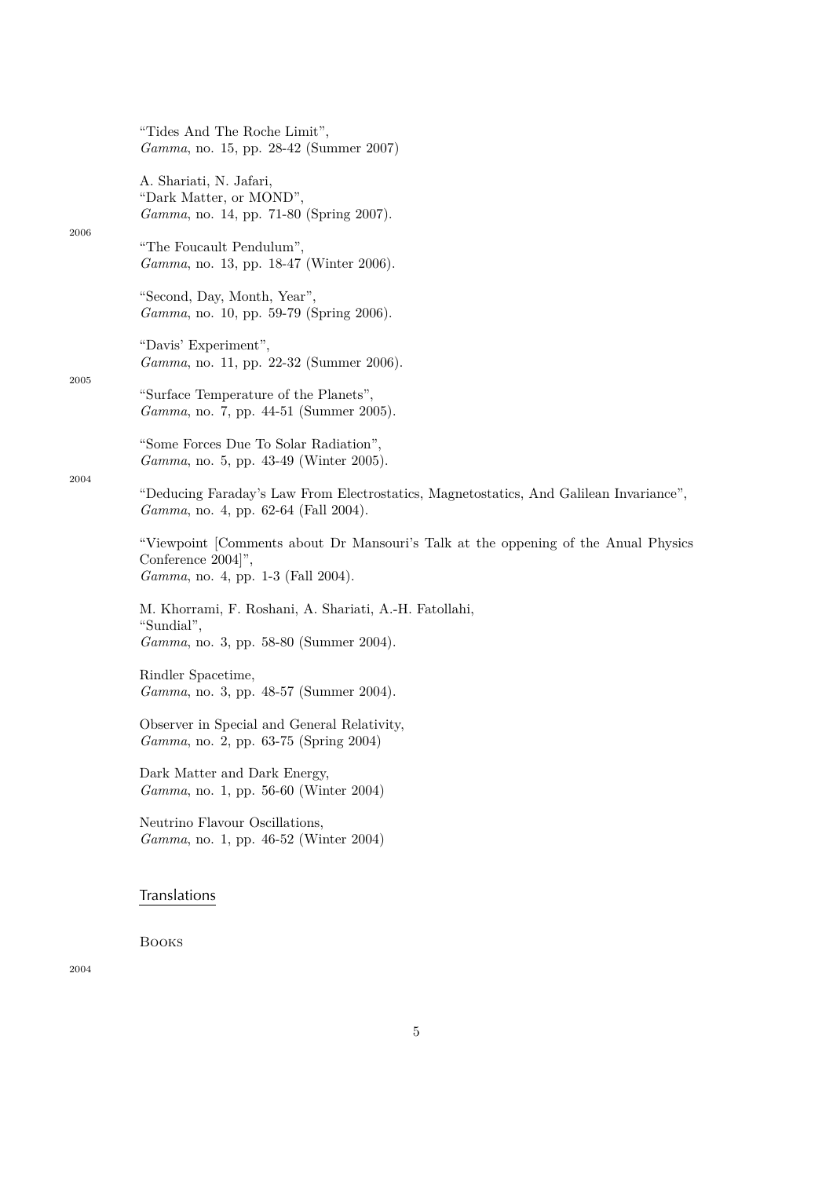"Tides And The Roche Limit",
*Gamma*, no. 15, pp. 28-42 (Summer 2007)

A. Shariati, N. Jafari,
"Dark Matter, or MOND",
*Gamma*, no. 14, pp. 71-80 (Spring 2007).

2006

"The Foucault Pendulum",
*Gamma*, no. 13, pp. 18-47 (Winter 2006).

"Second, Day, Month, Year",
*Gamma*, no. 10, pp. 59-79 (Spring 2006).

"Davis' Experiment",
*Gamma*, no. 11, pp. 22-32 (Summer 2006).

2005

"Surface Temperature of the Planets",
*Gamma*, no. 7, pp. 44-51 (Summer 2005).

"Some Forces Due To Solar Radiation",
*Gamma*, no. 5, pp. 43-49 (Winter 2005).

2004

"Deducing Faraday's Law From Electrostatics, Magnetostatics, And Galilean Invariance",
*Gamma*, no. 4, pp. 62-64 (Fall 2004).

"Viewpoint [Comments about Dr Mansouri's Talk at the oppening of the Anual Physics Conference 2004]",
*Gamma*, no. 4, pp. 1-3 (Fall 2004).

M. Khorrami, F. Roshani, A. Shariati, A.-H. Fatollahi,
"Sundial",
*Gamma*, no. 3, pp. 58-80 (Summer 2004).

Rindler Spacetime,
*Gamma*, no. 3, pp. 48-57 (Summer 2004).

Observer in Special and General Relativity,
*Gamma*, no. 2, pp. 63-75 (Spring 2004)

Dark Matter and Dark Energy,
*Gamma*, no. 1, pp. 56-60 (Winter 2004)

Neutrino Flavour Oscillations,
*Gamma*, no. 1, pp. 46-52 (Winter 2004)

## Translations

### Books

2004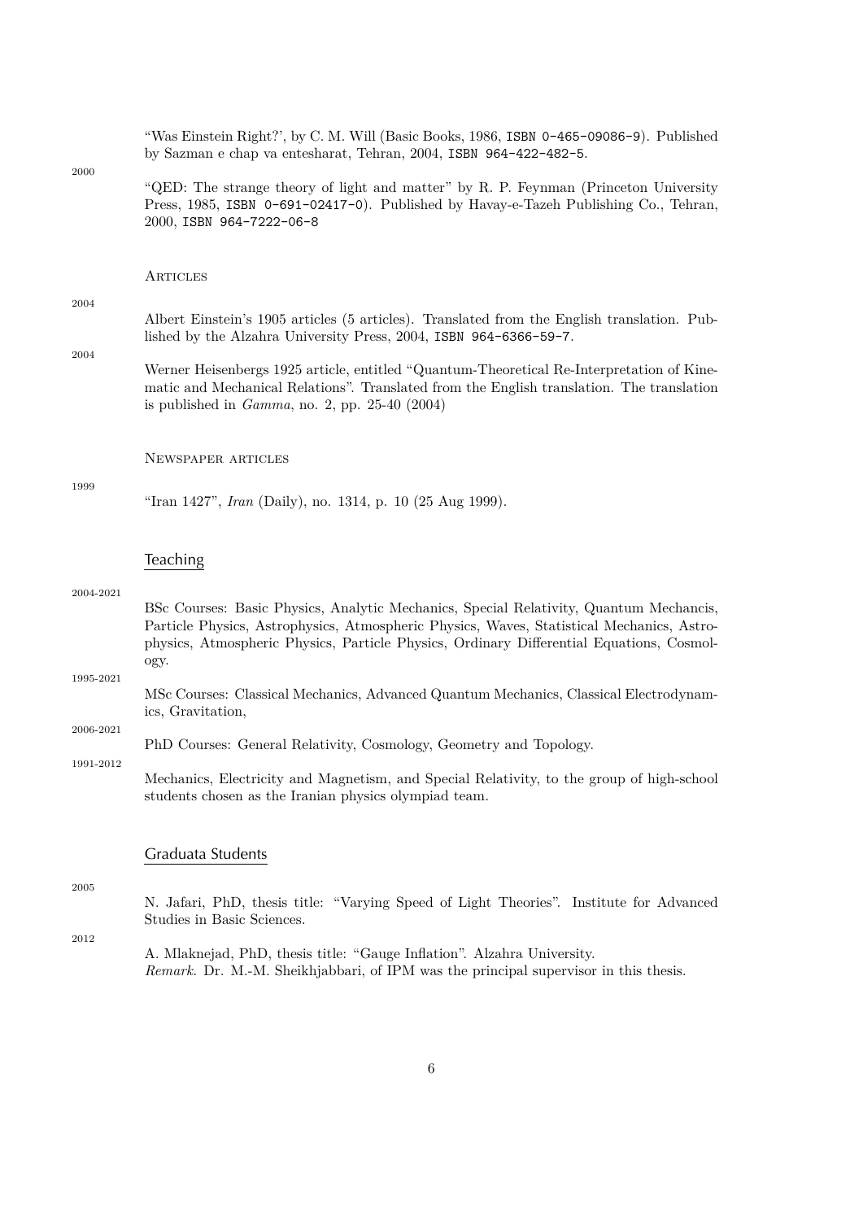"Was Einstein Right?', by C. M. Will (Basic Books, 1986, ISBN 0-465-09086-9). Published by Sazman e chap va entesharat, Tehran, 2004, ISBN 964-422-482-5.

2000

"QED: The strange theory of light and matter" by R. P. Feynman (Princeton University Press, 1985, ISBN 0-691-02417-0). Published by Havay-e-Tazeh Publishing Co., Tehran, 2000, ISBN 964-7222-06-8

### Articles

2004

Albert Einstein's 1905 articles (5 articles). Translated from the English translation. Published by the Alzahra University Press, 2004, ISBN 964-6366-59-7.

2004

Werner Heisenbergs 1925 article, entitled "Quantum-Theoretical Re-Interpretation of Kinematic and Mechanical Relations". Translated from the English translation. The translation is published in *Gamma*, no. 2, pp. 25-40 (2004)

### Newspaper articles

1999

"Iran 1427", *Iran* (Daily), no. 1314, p. 10 (25 Aug 1999).

## Teaching

2004-2021

BSc Courses: Basic Physics, Analytic Mechanics, Special Relativity, Quantum Mechancis, Particle Physics, Astrophysics, Atmospheric Physics, Waves, Statistical Mechanics, Astrophysics, Atmospheric Physics, Particle Physics, Ordinary Differential Equations, Cosmology.

1995-2021

MSc Courses: Classical Mechanics, Advanced Quantum Mechanics, Classical Electrodynamics, Gravitation,

2006-2021

PhD Courses: General Relativity, Cosmology, Geometry and Topology.

1991-2012

Mechanics, Electricity and Magnetism, and Special Relativity, to the group of high-school students chosen as the Iranian physics olympiad team.

## Graduata Students

2005

N. Jafari, PhD, thesis title: "Varying Speed of Light Theories". Institute for Advanced Studies in Basic Sciences.

2012

A. Mlaknejad, PhD, thesis title: "Gauge Inflation". Alzahra University.
*Remark.* Dr. M.-M. Sheikhjabbari, of IPM was the principal supervisor in this thesis.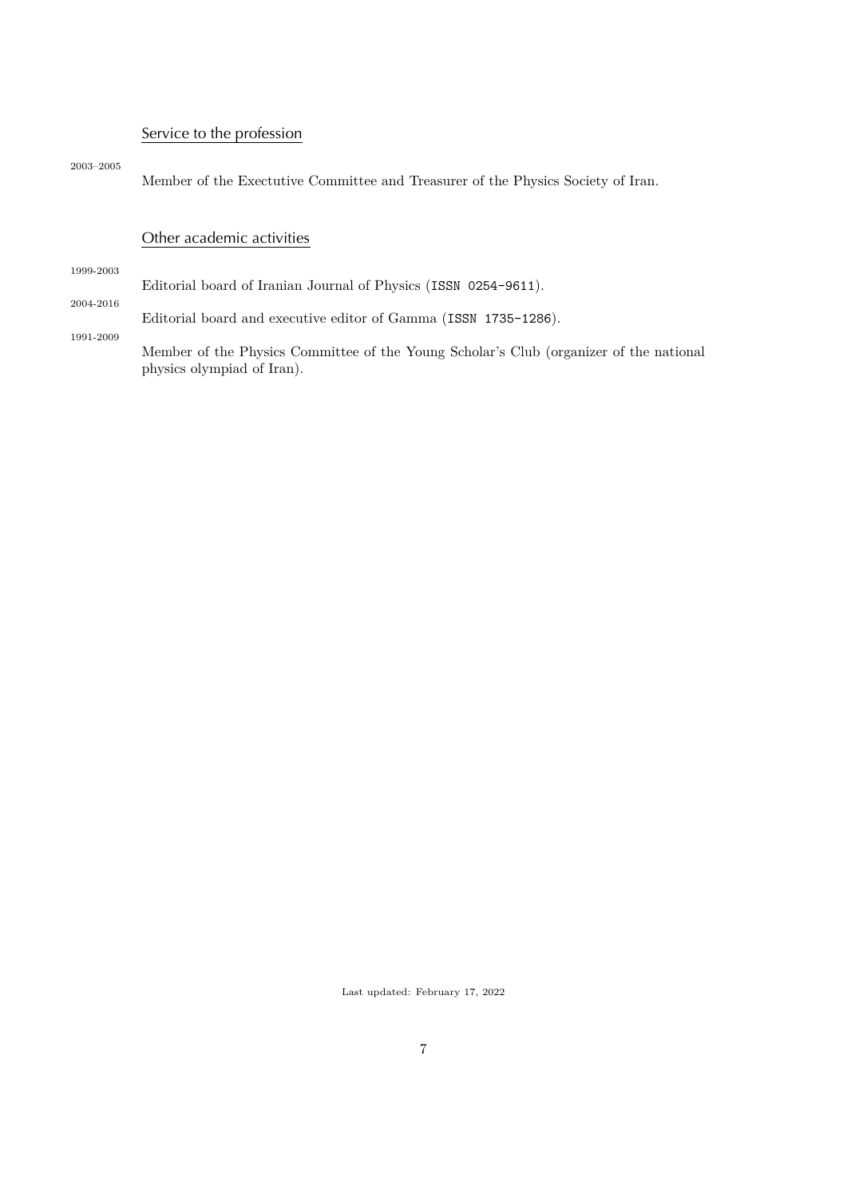## Service to the profession

2003–2005

Member of the Exectutive Committee and Treasurer of the Physics Society of Iran.

## Other academic activities

1999-2003

Editorial board of Iranian Journal of Physics (ISSN 0254-9611).

2004-2016

Editorial board and executive editor of Gamma (ISSN 1735-1286).

1991-2009

Member of the Physics Committee of the Young Scholar's Club (organizer of the national physics olympiad of Iran).

Last updated: February 17, 2022